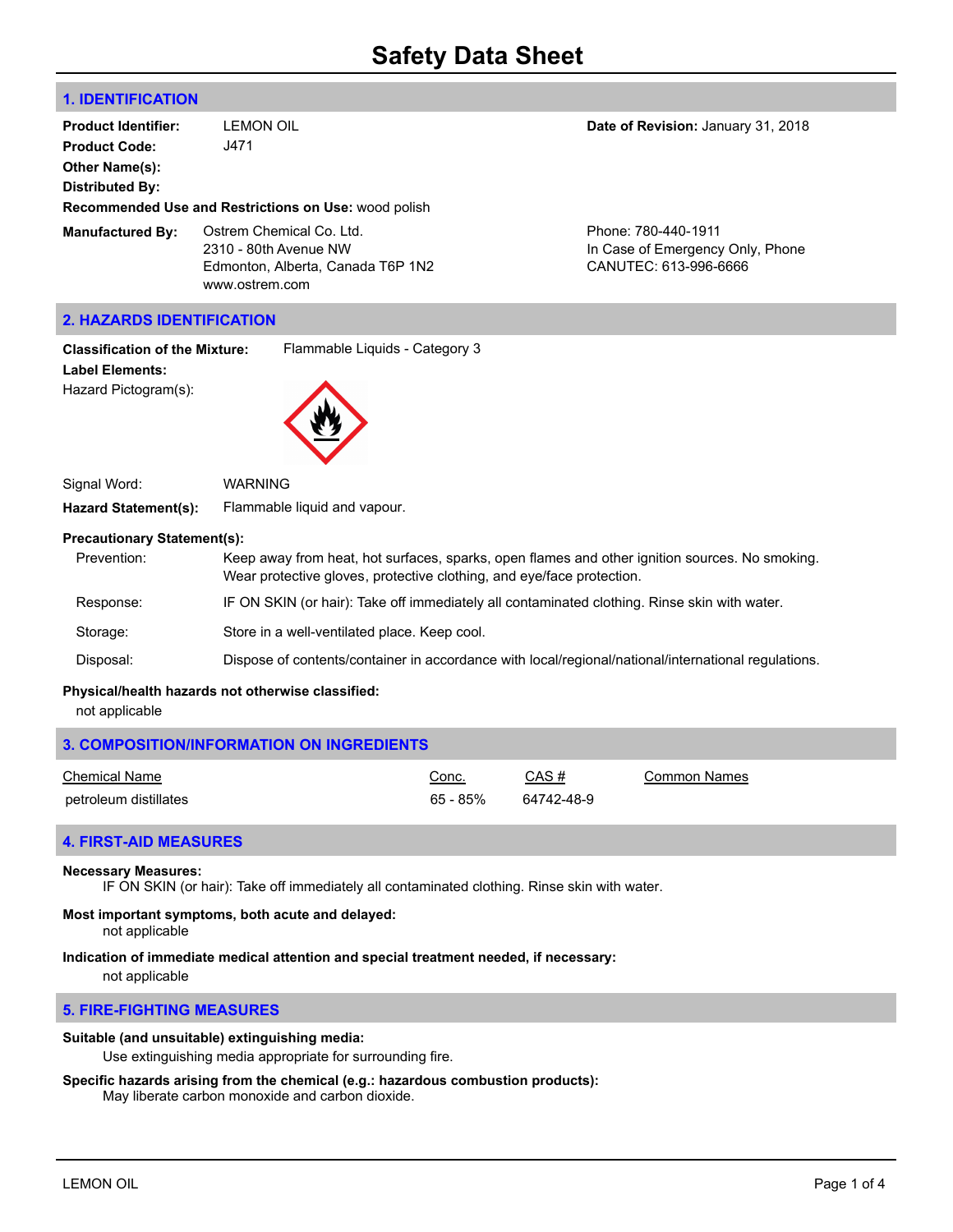# Safety Data Sheet

## 1. IDENTIFICATION

**Product Identifier:** LEMON OIL

**Product Code:** J471

**Other Name(s):**

**Distributed By:**

**Date of Revision:** January 31, 2018

**Recommended Use and Restrictions on Use:** wood polish

**Manufactured By:** Ostrem Chemical Co. Ltd.
2310 - 80th Avenue NW
Edmonton, Alberta, Canada T6P 1N2
www.ostrem.com

Phone: 780-440-1911
In Case of Emergency Only, Phone
CANUTEC: 613-996-6666

## 2. HAZARDS IDENTIFICATION

**Classification of the Mixture:** Flammable Liquids - Category 3

**Label Elements:**

Hazard Pictogram(s):

Signal Word: WARNING

**Hazard Statement(s):** Flammable liquid and vapour.

**Precautionary Statement(s):**

Prevention: Keep away from heat, hot surfaces, sparks, open flames and other ignition sources. No smoking. Wear protective gloves, protective clothing, and eye/face protection.

Response: IF ON SKIN (or hair): Take off immediately all contaminated clothing. Rinse skin with water.

Storage: Store in a well-ventilated place. Keep cool.

Disposal: Dispose of contents/container in accordance with local/regional/national/international regulations.

**Physical/health hazards not otherwise classified:**

not applicable

## 3. COMPOSITION/INFORMATION ON INGREDIENTS

| Chemical Name | Conc. | CAS # | Common Names |
|---|---|---|---|
| petroleum distillates | 65 - 85% | 64742-48-9 | |

## 4. FIRST-AID MEASURES

**Necessary Measures:**

IF ON SKIN (or hair): Take off immediately all contaminated clothing. Rinse skin with water.

**Most important symptoms, both acute and delayed:**

not applicable

**Indication of immediate medical attention and special treatment needed, if necessary:**

not applicable

## 5. FIRE-FIGHTING MEASURES

**Suitable (and unsuitable) extinguishing media:**

Use extinguishing media appropriate for surrounding fire.

**Specific hazards arising from the chemical (e.g.: hazardous combustion products):**

May liberate carbon monoxide and carbon dioxide.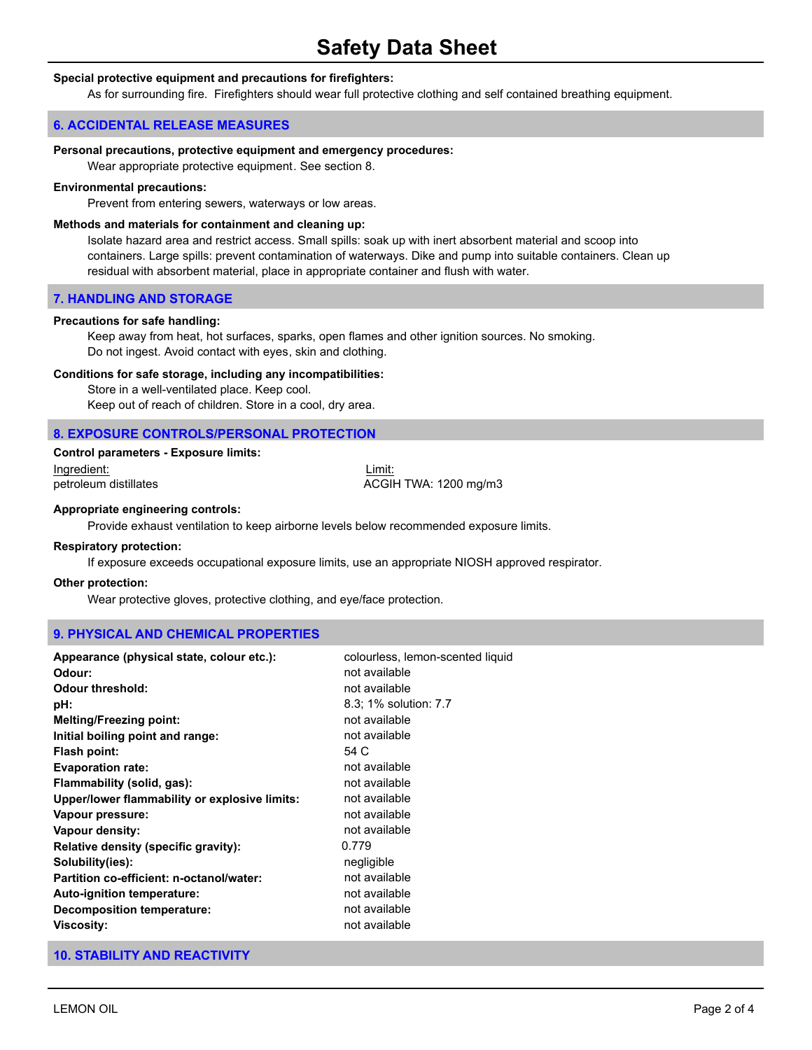**Special protective equipment and precautions for firefighters:**

As for surrounding fire. Firefighters should wear full protective clothing and self contained breathing equipment.

## 6. ACCIDENTAL RELEASE MEASURES

**Personal precautions, protective equipment and emergency procedures:**

Wear appropriate protective equipment. See section 8.

**Environmental precautions:**

Prevent from entering sewers, waterways or low areas.

**Methods and materials for containment and cleaning up:**

Isolate hazard area and restrict access. Small spills: soak up with inert absorbent material and scoop into containers. Large spills: prevent contamination of waterways. Dike and pump into suitable containers. Clean up residual with absorbent material, place in appropriate container and flush with water.

## 7. HANDLING AND STORAGE

**Precautions for safe handling:**

Keep away from heat, hot surfaces, sparks, open flames and other ignition sources. No smoking.
Do not ingest. Avoid contact with eyes, skin and clothing.

**Conditions for safe storage, including any incompatibilities:**

Store in a well-ventilated place. Keep cool.
Keep out of reach of children. Store in a cool, dry area.

## 8. EXPOSURE CONTROLS/PERSONAL PROTECTION

**Control parameters - Exposure limits:**

| Ingredient: | Limit: |
|---|---|
| petroleum distillates | ACGIH TWA: 1200 mg/m3 |

**Appropriate engineering controls:**

Provide exhaust ventilation to keep airborne levels below recommended exposure limits.

**Respiratory protection:**

If exposure exceeds occupational exposure limits, use an appropriate NIOSH approved respirator.

**Other protection:**

Wear protective gloves, protective clothing, and eye/face protection.

## 9. PHYSICAL AND CHEMICAL PROPERTIES

| | |
|---|---|
| **Appearance (physical state, colour etc.):** | colourless, lemon-scented liquid |
| **Odour:** | not available |
| **Odour threshold:** | not available |
| **pH:** | 8.3; 1% solution: 7.7 |
| **Melting/Freezing point:** | not available |
| **Initial boiling point and range:** | not available |
| **Flash point:** | 54 C |
| **Evaporation rate:** | not available |
| **Flammability (solid, gas):** | not available |
| **Upper/lower flammability or explosive limits:** | not available |
| **Vapour pressure:** | not available |
| **Vapour density:** | not available |
| **Relative density (specific gravity):** | 0.779 |
| **Solubility(ies):** | negligible |
| **Partition co-efficient: n-octanol/water:** | not available |
| **Auto-ignition temperature:** | not available |
| **Decomposition temperature:** | not available |
| **Viscosity:** | not available |

## 10. STABILITY AND REACTIVITY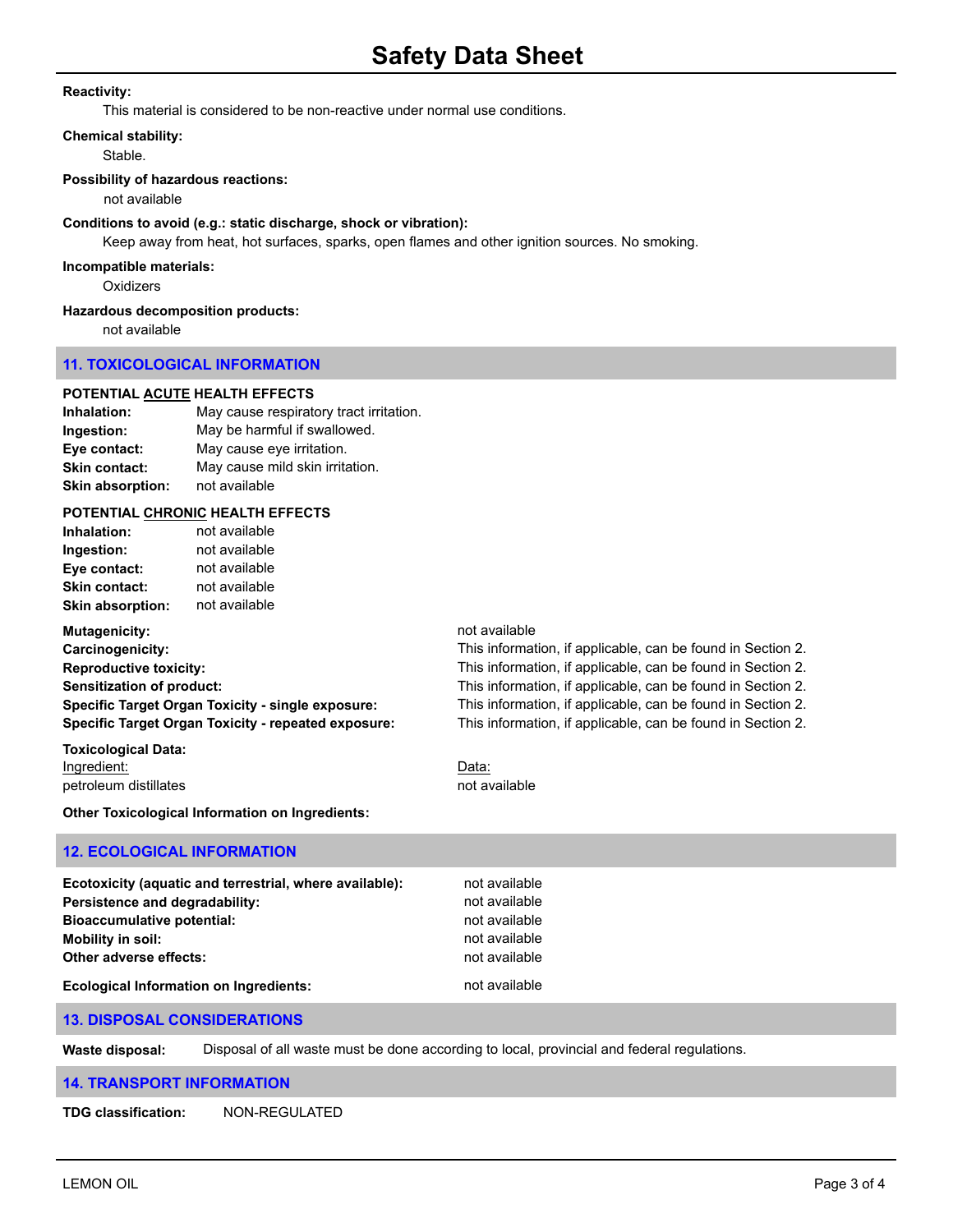**Reactivity:**

This material is considered to be non-reactive under normal use conditions.

**Chemical stability:**

Stable.

**Possibility of hazardous reactions:**

not available

**Conditions to avoid (e.g.: static discharge, shock or vibration):**

Keep away from heat, hot surfaces, sparks, open flames and other ignition sources. No smoking.

**Incompatible materials:**

Oxidizers

**Hazardous decomposition products:**

not available

## 11. TOXICOLOGICAL INFORMATION

**POTENTIAL ACUTE HEALTH EFFECTS**

| | |
|---|---|
| **Inhalation:** | May cause respiratory tract irritation. |
| **Ingestion:** | May be harmful if swallowed. |
| **Eye contact:** | May cause eye irritation. |
| **Skin contact:** | May cause mild skin irritation. |
| **Skin absorption:** | not available |

**POTENTIAL CHRONIC HEALTH EFFECTS**

| | |
|---|---|
| **Inhalation:** | not available |
| **Ingestion:** | not available |
| **Eye contact:** | not available |
| **Skin contact:** | not available |
| **Skin absorption:** | not available |

| | |
|---|---|
| **Mutagenicity:** | not available |
| **Carcinogenicity:** | This information, if applicable, can be found in Section 2. |
| **Reproductive toxicity:** | This information, if applicable, can be found in Section 2. |
| **Sensitization of product:** | This information, if applicable, can be found in Section 2. |
| **Specific Target Organ Toxicity - single exposure:** | This information, if applicable, can be found in Section 2. |
| **Specific Target Organ Toxicity - repeated exposure:** | This information, if applicable, can be found in Section 2. |

**Toxicological Data:**

| Ingredient: | Data: |
|---|---|
| petroleum distillates | not available |

**Other Toxicological Information on Ingredients:**

## 12. ECOLOGICAL INFORMATION

| | |
|---|---|
| **Ecotoxicity (aquatic and terrestrial, where available):** | not available |
| **Persistence and degradability:** | not available |
| **Bioaccumulative potential:** | not available |
| **Mobility in soil:** | not available |
| **Other adverse effects:** | not available |
| **Ecological Information on Ingredients:** | not available |

## 13. DISPOSAL CONSIDERATIONS

**Waste disposal:** Disposal of all waste must be done according to local, provincial and federal regulations.

## 14. TRANSPORT INFORMATION

**TDG classification:** NON-REGULATED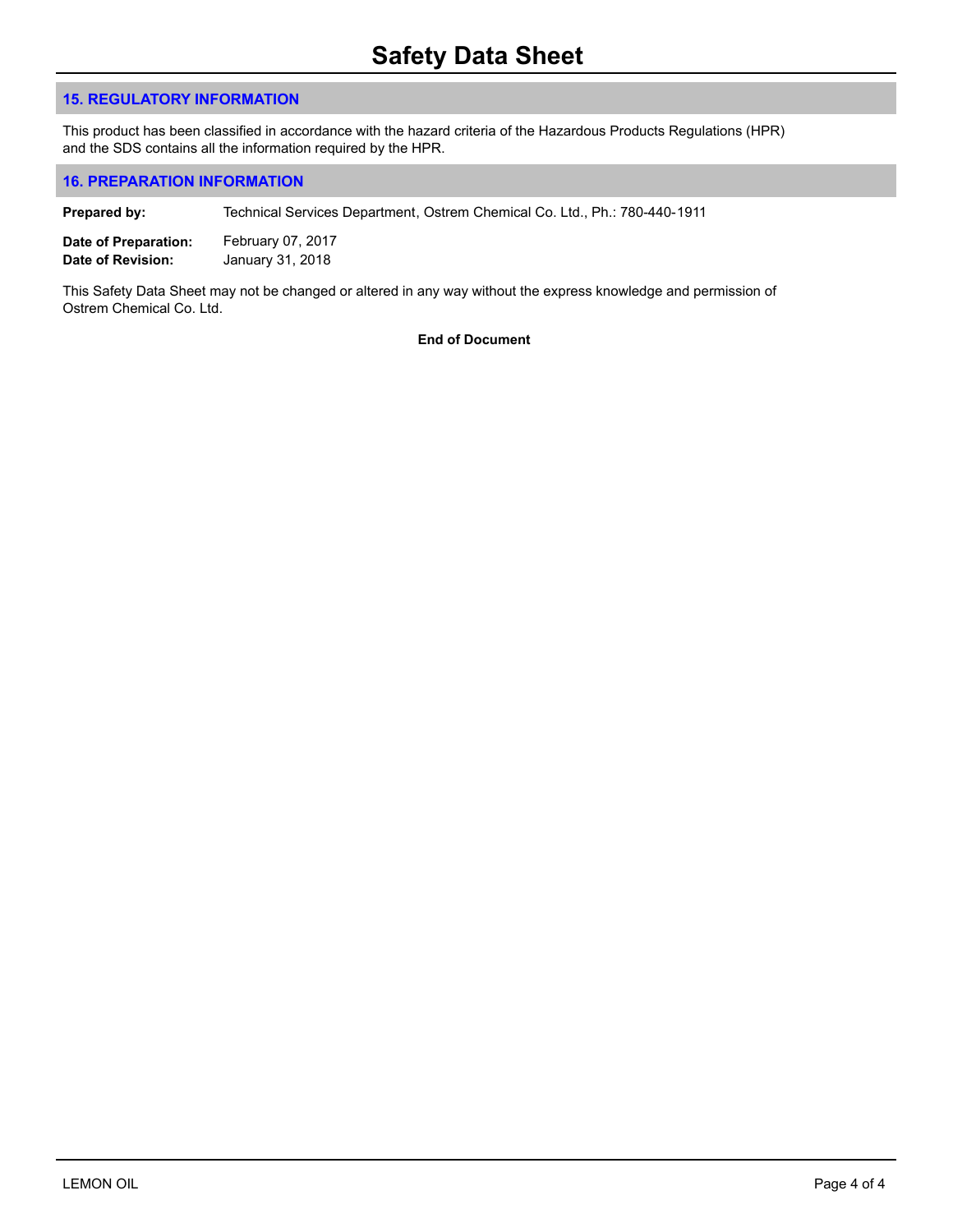## 15. REGULATORY INFORMATION

This product has been classified in accordance with the hazard criteria of the Hazardous Products Regulations (HPR) and the SDS contains all the information required by the HPR.

## 16. PREPARATION INFORMATION

**Prepared by:** Technical Services Department, Ostrem Chemical Co. Ltd., Ph.: 780-440-1911

**Date of Preparation:** February 07, 2017
**Date of Revision:** January 31, 2018

This Safety Data Sheet may not be changed or altered in any way without the express knowledge and permission of Ostrem Chemical Co. Ltd.

**End of Document**